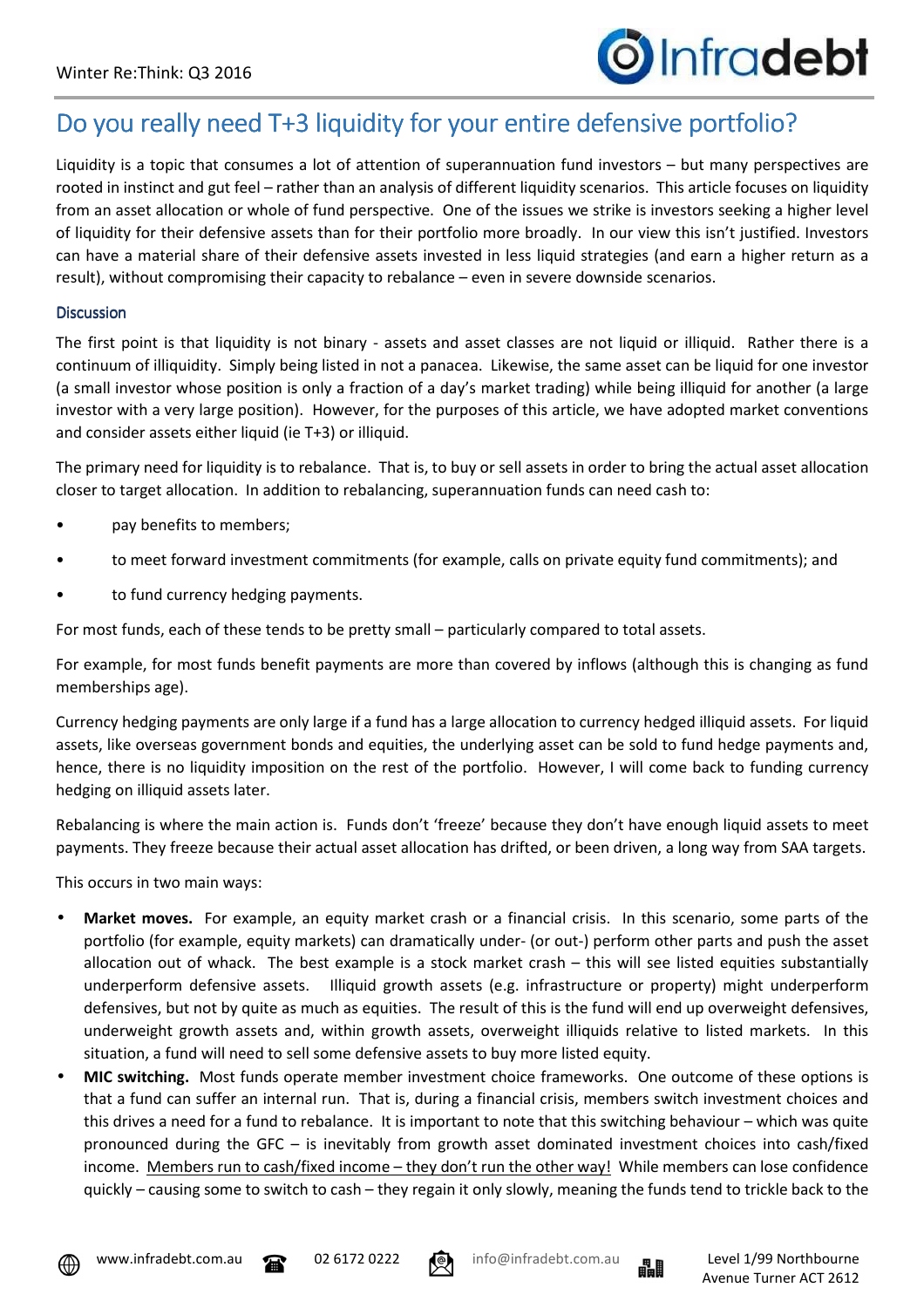# Do you really need T+3 liquidity for your entire defensive portfolio?

Liquidity is a topic that consumes a lot of attention of superannuation fund investors – but many perspectives are rooted in instinct and gut feel – rather than an analysis of different liquidity scenarios. This article focuses on liquidity from an asset allocation or whole of fund perspective. One of the issues we strike is investors seeking a higher level of liquidity for their defensive assets than for their portfolio more broadly. In our view this isn't justified. Investors can have a material share of their defensive assets invested in less liquid strategies (and earn a higher return as a result), without compromising their capacity to rebalance – even in severe downside scenarios.

## Discussion

The first point is that liquidity is not binary - assets and asset classes are not liquid or illiquid. Rather there is a continuum of illiquidity. Simply being listed in not a panacea. Likewise, the same asset can be liquid for one investor (a small investor whose position is only a fraction of a day's market trading) while being illiquid for another (a large investor with a very large position). However, for the purposes of this article, we have adopted market conventions and consider assets either liquid (ie T+3) or illiquid.

The primary need for liquidity is to rebalance. That is, to buy or sell assets in order to bring the actual asset allocation closer to target allocation. In addition to rebalancing, superannuation funds can need cash to:

- pay benefits to members;
- to meet forward investment commitments (for example, calls on private equity fund commitments); and
- to fund currency hedging payments.

For most funds, each of these tends to be pretty small – particularly compared to total assets.

For example, for most funds benefit payments are more than covered by inflows (although this is changing as fund memberships age).

Currency hedging payments are only large if a fund has a large allocation to currency hedged illiquid assets. For liquid assets, like overseas government bonds and equities, the underlying asset can be sold to fund hedge payments and, hence, there is no liquidity imposition on the rest of the portfolio. However, I will come back to funding currency hedging on illiquid assets later.

Rebalancing is where the main action is. Funds don't 'freeze' because they don't have enough liquid assets to meet payments. They freeze because their actual asset allocation has drifted, or been driven, a long way from SAA targets.

This occurs in two main ways:

- **Market moves.** For example, an equity market crash or a financial crisis. In this scenario, some parts of the portfolio (for example, equity markets) can dramatically under- (or out-) perform other parts and push the asset allocation out of whack. The best example is a stock market crash – this will see listed equities substantially underperform defensive assets. Illiquid growth assets (e.g. infrastructure or property) might underperform defensives, but not by quite as much as equities. The result of this is the fund will end up overweight defensives, underweight growth assets and, within growth assets, overweight illiquids relative to listed markets. In this situation, a fund will need to sell some defensive assets to buy more listed equity.
- **MIC switching.** Most funds operate member investment choice frameworks. One outcome of these options is that a fund can suffer an internal run. That is, during a financial crisis, members switch investment choices and this drives a need for a fund to rebalance. It is important to note that this switching behaviour – which was quite pronounced during the GFC – is inevitably from growth asset dominated investment choices into cash/fixed income. Members run to cash/fixed income – they don't run the other way! While members can lose confidence quickly – causing some to switch to cash – they regain it only slowly, meaning the funds tend to trickle back to the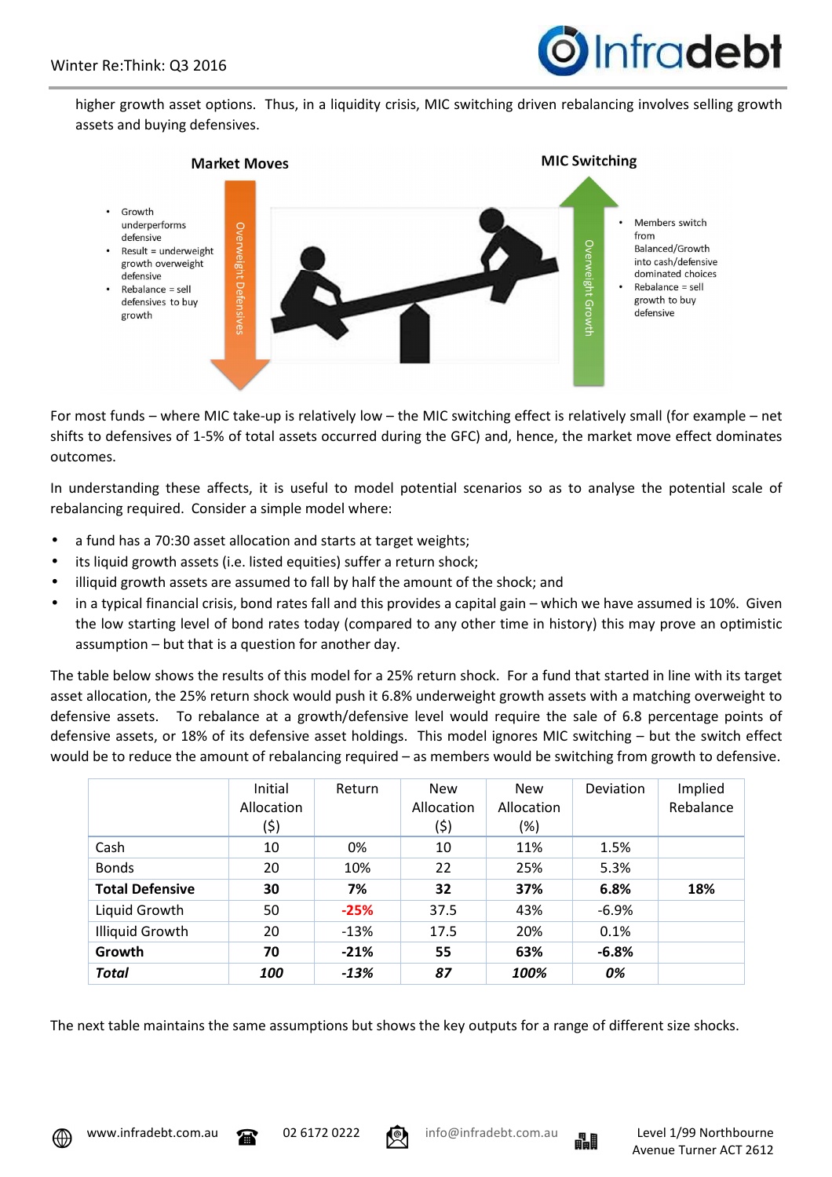higher growth asset options. Thus, in a liquidity crisis, MIC switching driven rebalancing involves selling growth assets and buying defensives.

**Market Moves**

- Growth underperforms defensive
- Result = underweight growth overweight defensive
- Rebalance = sell defensives to buy growth

Overweight Defensives

**MIC Switching**

Overweight Growth

- Members switch from Balanced/Growth into cash/defensive dominated choices
- Rebalance = sell growth to buy defensive

For most funds – where MIC take-up is relatively low – the MIC switching effect is relatively small (for example – net shifts to defensives of 1-5% of total assets occurred during the GFC) and, hence, the market move effect dominates outcomes.

In understanding these affects, it is useful to model potential scenarios so as to analyse the potential scale of rebalancing required. Consider a simple model where:

- a fund has a 70:30 asset allocation and starts at target weights;
- its liquid growth assets (i.e. listed equities) suffer a return shock;
- illiquid growth assets are assumed to fall by half the amount of the shock; and
- in a typical financial crisis, bond rates fall and this provides a capital gain – which we have assumed is 10%. Given the low starting level of bond rates today (compared to any other time in history) this may prove an optimistic assumption – but that is a question for another day.

The table below shows the results of this model for a 25% return shock. For a fund that started in line with its target asset allocation, the 25% return shock would push it 6.8% underweight growth assets with a matching overweight to defensive assets. To rebalance at a growth/defensive level would require the sale of 6.8 percentage points of defensive assets, or 18% of its defensive asset holdings. This model ignores MIC switching – but the switch effect would be to reduce the amount of rebalancing required – as members would be switching from growth to defensive.

| | Initial Allocation ($) | Return | New Allocation ($) | New Allocation (%) | Deviation | Implied Rebalance |
|---|---|---|---|---|---|---|
| Cash | 10 | 0% | 10 | 11% | 1.5% | |
| Bonds | 20 | 10% | 22 | 25% | 5.3% | |
| **Total Defensive** | **30** | **7%** | **32** | **37%** | **6.8%** | **18%** |
| Liquid Growth | 50 | -25% | 37.5 | 43% | -6.9% | |
| Illiquid Growth | 20 | -13% | 17.5 | 20% | 0.1% | |
| **Growth** | **70** | **-21%** | **55** | **63%** | **-6.8%** | |
| ***Total*** | ***100*** | ***-13%*** | ***87*** | ***100%*** | ***0%*** | |

The next table maintains the same assumptions but shows the key outputs for a range of different size shocks.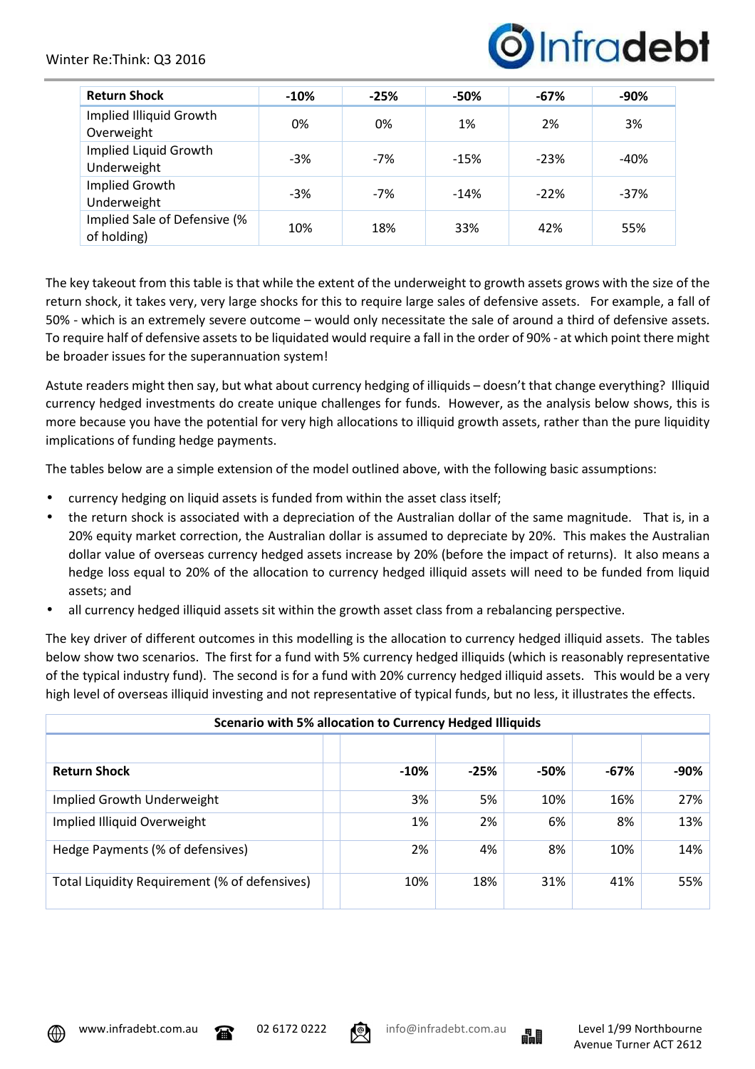| Return Shock | -10% | -25% | -50% | -67% | -90% |
|---|---|---|---|---|---|
| Implied Illiquid Growth Overweight | 0% | 0% | 1% | 2% | 3% |
| Implied Liquid Growth Underweight | -3% | -7% | -15% | -23% | -40% |
| Implied Growth Underweight | -3% | -7% | -14% | -22% | -37% |
| Implied Sale of Defensive (% of holding) | 10% | 18% | 33% | 42% | 55% |

The key takeout from this table is that while the extent of the underweight to growth assets grows with the size of the return shock, it takes very, very large shocks for this to require large sales of defensive assets. For example, a fall of 50% - which is an extremely severe outcome – would only necessitate the sale of around a third of defensive assets. To require half of defensive assets to be liquidated would require a fall in the order of 90% - at which point there might be broader issues for the superannuation system!

Astute readers might then say, but what about currency hedging of illiquids – doesn't that change everything? Illiquid currency hedged investments do create unique challenges for funds. However, as the analysis below shows, this is more because you have the potential for very high allocations to illiquid growth assets, rather than the pure liquidity implications of funding hedge payments.

The tables below are a simple extension of the model outlined above, with the following basic assumptions:

- currency hedging on liquid assets is funded from within the asset class itself;
- the return shock is associated with a depreciation of the Australian dollar of the same magnitude. That is, in a 20% equity market correction, the Australian dollar is assumed to depreciate by 20%. This makes the Australian dollar value of overseas currency hedged assets increase by 20% (before the impact of returns). It also means a hedge loss equal to 20% of the allocation to currency hedged illiquid assets will need to be funded from liquid assets; and
- all currency hedged illiquid assets sit within the growth asset class from a rebalancing perspective.

The key driver of different outcomes in this modelling is the allocation to currency hedged illiquid assets. The tables below show two scenarios. The first for a fund with 5% currency hedged illiquids (which is reasonably representative of the typical industry fund). The second is for a fund with 20% currency hedged illiquid assets. This would be a very high level of overseas illiquid investing and not representative of typical funds, but no less, it illustrates the effects.

| Scenario with 5% allocation to Currency Hedged Illiquids | | | | | | |
|---|---|---|---|---|---|---|
| **Return Shock** | | **-10%** | **-25%** | **-50%** | **-67%** | **-90%** |
| Implied Growth Underweight | | 3% | 5% | 10% | 16% | 27% |
| Implied Illiquid Overweight | | 1% | 2% | 6% | 8% | 13% |
| Hedge Payments (% of defensives) | | 2% | 4% | 8% | 10% | 14% |
| Total Liquidity Requirement (% of defensives) | | 10% | 18% | 31% | 41% | 55% |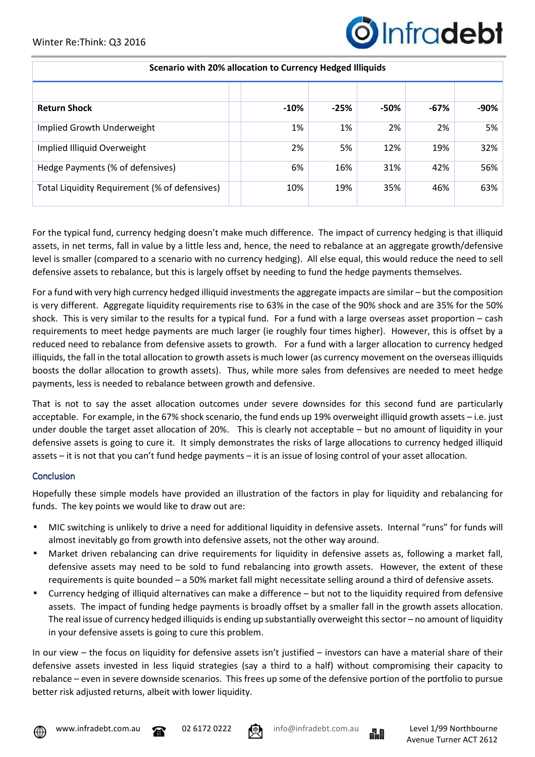| Scenario with 20% allocation to Currency Hedged Illiquids | | | | | | |
|---|---|---|---|---|---|---|
| **Return Shock** | | **-10%** | **-25%** | **-50%** | **-67%** | **-90%** |
| Implied Growth Underweight | | 1% | 1% | 2% | 2% | 5% |
| Implied Illiquid Overweight | | 2% | 5% | 12% | 19% | 32% |
| Hedge Payments (% of defensives) | | 6% | 16% | 31% | 42% | 56% |
| Total Liquidity Requirement (% of defensives) | | 10% | 19% | 35% | 46% | 63% |

For the typical fund, currency hedging doesn't make much difference. The impact of currency hedging is that illiquid assets, in net terms, fall in value by a little less and, hence, the need to rebalance at an aggregate growth/defensive level is smaller (compared to a scenario with no currency hedging). All else equal, this would reduce the need to sell defensive assets to rebalance, but this is largely offset by needing to fund the hedge payments themselves.

For a fund with very high currency hedged illiquid investments the aggregate impacts are similar – but the composition is very different. Aggregate liquidity requirements rise to 63% in the case of the 90% shock and are 35% for the 50% shock. This is very similar to the results for a typical fund. For a fund with a large overseas asset proportion – cash requirements to meet hedge payments are much larger (ie roughly four times higher). However, this is offset by a reduced need to rebalance from defensive assets to growth. For a fund with a larger allocation to currency hedged illiquids, the fall in the total allocation to growth assets is much lower (as currency movement on the overseas illiquids boosts the dollar allocation to growth assets). Thus, while more sales from defensives are needed to meet hedge payments, less is needed to rebalance between growth and defensive.

That is not to say the asset allocation outcomes under severe downsides for this second fund are particularly acceptable. For example, in the 67% shock scenario, the fund ends up 19% overweight illiquid growth assets – i.e. just under double the target asset allocation of 20%. This is clearly not acceptable – but no amount of liquidity in your defensive assets is going to cure it. It simply demonstrates the risks of large allocations to currency hedged illiquid assets – it is not that you can't fund hedge payments – it is an issue of losing control of your asset allocation.

## Conclusion

Hopefully these simple models have provided an illustration of the factors in play for liquidity and rebalancing for funds. The key points we would like to draw out are:

- MIC switching is unlikely to drive a need for additional liquidity in defensive assets. Internal "runs" for funds will almost inevitably go from growth into defensive assets, not the other way around.
- Market driven rebalancing can drive requirements for liquidity in defensive assets as, following a market fall, defensive assets may need to be sold to fund rebalancing into growth assets. However, the extent of these requirements is quite bounded – a 50% market fall might necessitate selling around a third of defensive assets.
- Currency hedging of illiquid alternatives can make a difference – but not to the liquidity required from defensive assets. The impact of funding hedge payments is broadly offset by a smaller fall in the growth assets allocation. The real issue of currency hedged illiquids is ending up substantially overweight this sector – no amount of liquidity in your defensive assets is going to cure this problem.

In our view – the focus on liquidity for defensive assets isn't justified – investors can have a material share of their defensive assets invested in less liquid strategies (say a third to a half) without compromising their capacity to rebalance – even in severe downside scenarios. This frees up some of the defensive portion of the portfolio to pursue better risk adjusted returns, albeit with lower liquidity.